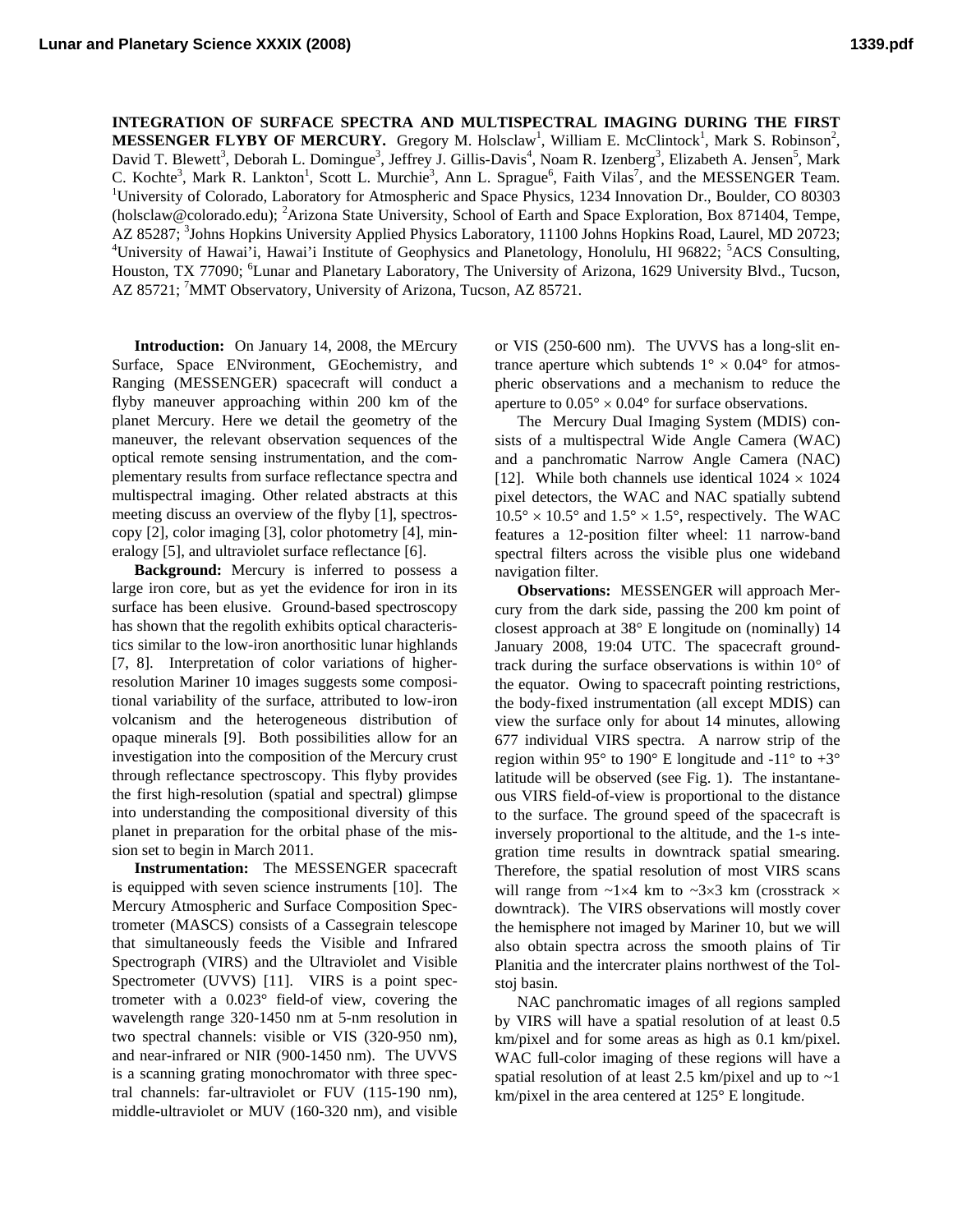**INTEGRATION OF SURFACE SPECTRA AND MULTISPECTRAL IMAGING DURING THE FIRST MESSENGER FLYBY OF MERCURY.** Gregory M. Holsclaw[1], William E. McClintock[1], Mark S. Robinson[2], David T. Blewett[3], Deborah L. Domingue[3], Jeffrey J. Gillis-Davis[4], Noam R. Izenberg[3], Elizabeth A. Jensen[5], Mark C. Kochte[3], Mark R. Lankton[1], Scott L. Murchie[3], Ann L. Sprague[6], Faith Vilas[7], and the MESSENGER Team. [1]University of Colorado, Laboratory for Atmospheric and Space Physics, 1234 Innovation Dr., Boulder, CO 80303 (holsclaw@colorado.edu); [2]Arizona State University, School of Earth and Space Exploration, Box 871404, Tempe, AZ 85287; [3]Johns Hopkins University Applied Physics Laboratory, 11100 Johns Hopkins Road, Laurel, MD 20723; [4]University of Hawai'i, Hawai'i Institute of Geophysics and Planetology, Honolulu, HI 96822; [5]ACS Consulting, Houston, TX 77090; [6]Lunar and Planetary Laboratory, The University of Arizona, 1629 University Blvd., Tucson, AZ 85721; [7]MMT Observatory, University of Arizona, Tucson, AZ 85721.

**Introduction:** On January 14, 2008, the MErcury Surface, Space ENvironment, GEochemistry, and Ranging (MESSENGER) spacecraft will conduct a flyby maneuver approaching within 200 km of the planet Mercury. Here we detail the geometry of the maneuver, the relevant observation sequences of the optical remote sensing instrumentation, and the complementary results from surface reflectance spectra and multispectral imaging. Other related abstracts at this meeting discuss an overview of the flyby [1], spectroscopy [2], color imaging [3], color photometry [4], mineralogy [5], and ultraviolet surface reflectance [6].

**Background:** Mercury is inferred to possess a large iron core, but as yet the evidence for iron in its surface has been elusive. Ground-based spectroscopy has shown that the regolith exhibits optical characteristics similar to the low-iron anorthositic lunar highlands [7, 8]. Interpretation of color variations of higher-resolution Mariner 10 images suggests some compositional variability of the surface, attributed to low-iron volcanism and the heterogeneous distribution of opaque minerals [9]. Both possibilities allow for an investigation into the composition of the Mercury crust through reflectance spectroscopy. This flyby provides the first high-resolution (spatial and spectral) glimpse into understanding the compositional diversity of this planet in preparation for the orbital phase of the mission set to begin in March 2011.

**Instrumentation:** The MESSENGER spacecraft is equipped with seven science instruments [10]. The Mercury Atmospheric and Surface Composition Spectrometer (MASCS) consists of a Cassegrain telescope that simultaneously feeds the Visible and Infrared Spectrograph (VIRS) and the Ultraviolet and Visible Spectrometer (UVVS) [11]. VIRS is a point spectrometer with a 0.023° field-of view, covering the wavelength range 320-1450 nm at 5-nm resolution in two spectral channels: visible or VIS (320-950 nm), and near-infrared or NIR (900-1450 nm). The UVVS is a scanning grating monochromator with three spectral channels: far-ultraviolet or FUV (115-190 nm), middle-ultraviolet or MUV (160-320 nm), and visible or VIS (250-600 nm). The UVVS has a long-slit entrance aperture which subtends 1° × 0.04° for atmospheric observations and a mechanism to reduce the aperture to 0.05° × 0.04° for surface observations.

The Mercury Dual Imaging System (MDIS) consists of a multispectral Wide Angle Camera (WAC) and a panchromatic Narrow Angle Camera (NAC) [12]. While both channels use identical 1024 × 1024 pixel detectors, the WAC and NAC spatially subtend 10.5° × 10.5° and 1.5° × 1.5°, respectively. The WAC features a 12-position filter wheel: 11 narrow-band spectral filters across the visible plus one wideband navigation filter.

**Observations:** MESSENGER will approach Mercury from the dark side, passing the 200 km point of closest approach at 38° E longitude on (nominally) 14 January 2008, 19:04 UTC. The spacecraft groundtrack during the surface observations is within 10° of the equator. Owing to spacecraft pointing restrictions, the body-fixed instrumentation (all except MDIS) can view the surface only for about 14 minutes, allowing 677 individual VIRS spectra. A narrow strip of the region within 95° to 190° E longitude and -11° to +3° latitude will be observed (see Fig. 1). The instantaneous VIRS field-of-view is proportional to the distance to the surface. The ground speed of the spacecraft is inversely proportional to the altitude, and the 1-s integration time results in downtrack spatial smearing. Therefore, the spatial resolution of most VIRS scans will range from ~1×4 km to ~3×3 km (crosstrack × downtrack). The VIRS observations will mostly cover the hemisphere not imaged by Mariner 10, but we will also obtain spectra across the smooth plains of Tir Planitia and the intercrater plains northwest of the Tolstoj basin.

NAC panchromatic images of all regions sampled by VIRS will have a spatial resolution of at least 0.5 km/pixel and for some areas as high as 0.1 km/pixel. WAC full-color imaging of these regions will have a spatial resolution of at least 2.5 km/pixel and up to ~1 km/pixel in the area centered at 125° E longitude.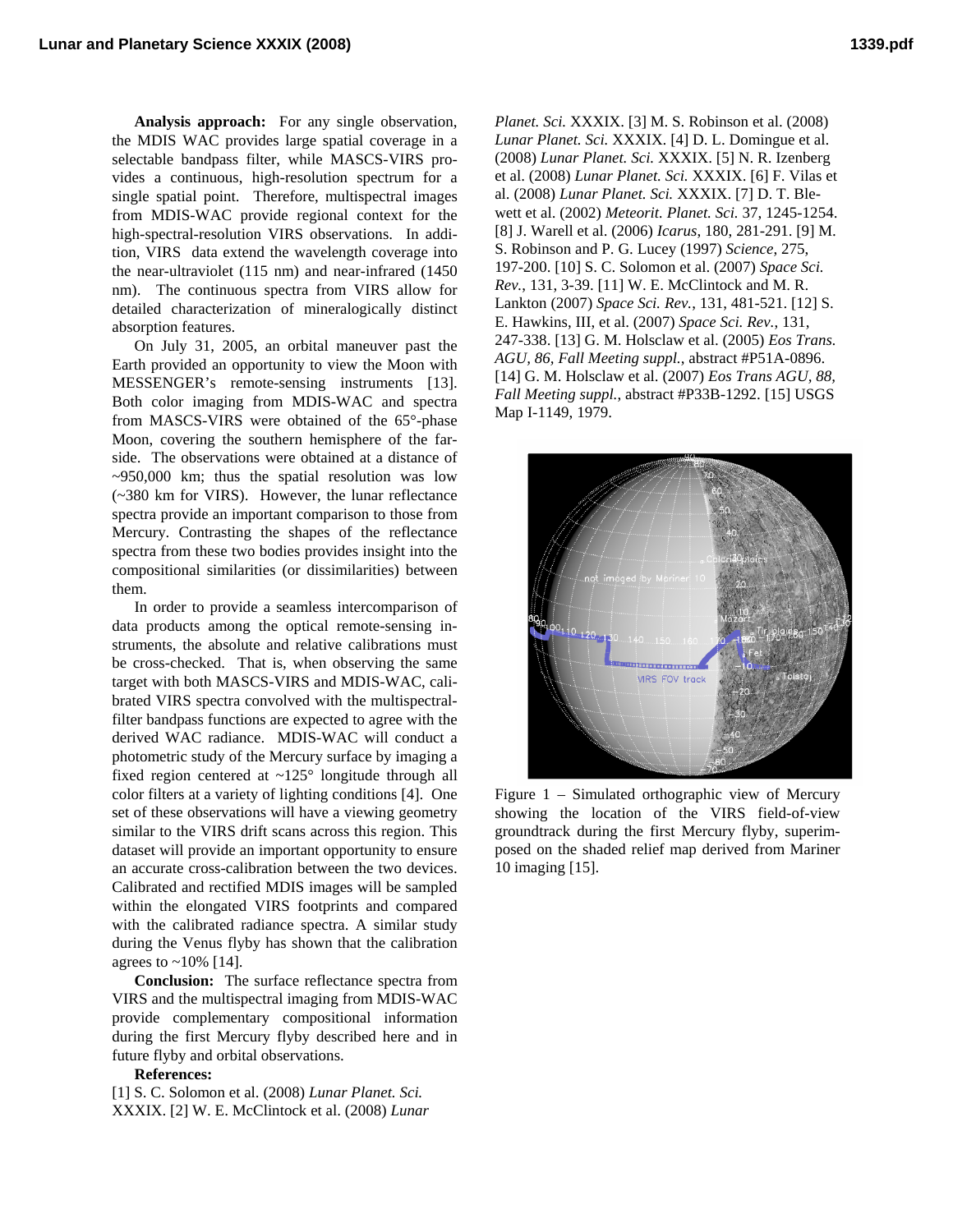**Analysis approach:** For any single observation, the MDIS WAC provides large spatial coverage in a selectable bandpass filter, while MASCS-VIRS provides a continuous, high-resolution spectrum for a single spatial point. Therefore, multispectral images from MDIS-WAC provide regional context for the high-spectral-resolution VIRS observations. In addition, VIRS data extend the wavelength coverage into the near-ultraviolet (115 nm) and near-infrared (1450 nm). The continuous spectra from VIRS allow for detailed characterization of mineralogically distinct absorption features.

On July 31, 2005, an orbital maneuver past the Earth provided an opportunity to view the Moon with MESSENGER's remote-sensing instruments [13]. Both color imaging from MDIS-WAC and spectra from MASCS-VIRS were obtained of the 65°-phase Moon, covering the southern hemisphere of the farside. The observations were obtained at a distance of ~950,000 km; thus the spatial resolution was low (~380 km for VIRS). However, the lunar reflectance spectra provide an important comparison to those from Mercury. Contrasting the shapes of the reflectance spectra from these two bodies provides insight into the compositional similarities (or dissimilarities) between them.

In order to provide a seamless intercomparison of data products among the optical remote-sensing instruments, the absolute and relative calibrations must be cross-checked. That is, when observing the same target with both MASCS-VIRS and MDIS-WAC, calibrated VIRS spectra convolved with the multispectral-filter bandpass functions are expected to agree with the derived WAC radiance. MDIS-WAC will conduct a photometric study of the Mercury surface by imaging a fixed region centered at ~125° longitude through all color filters at a variety of lighting conditions [4]. One set of these observations will have a viewing geometry similar to the VIRS drift scans across this region. This dataset will provide an important opportunity to ensure an accurate cross-calibration between the two devices. Calibrated and rectified MDIS images will be sampled within the elongated VIRS footprints and compared with the calibrated radiance spectra. A similar study during the Venus flyby has shown that the calibration agrees to ~10% [14].

**Conclusion:** The surface reflectance spectra from VIRS and the multispectral imaging from MDIS-WAC provide complementary compositional information during the first Mercury flyby described here and in future flyby and orbital observations.

**References:**

[1] S. C. Solomon et al. (2008) *Lunar Planet. Sci.* XXXIX. [2] W. E. McClintock et al. (2008) *Lunar Planet. Sci.* XXXIX. [3] M. S. Robinson et al. (2008) *Lunar Planet. Sci.* XXXIX. [4] D. L. Domingue et al. (2008) *Lunar Planet. Sci.* XXXIX. [5] N. R. Izenberg et al. (2008) *Lunar Planet. Sci.* XXXIX. [6] F. Vilas et al. (2008) *Lunar Planet. Sci.* XXXIX. [7] D. T. Blewett et al. (2002) *Meteorit. Planet. Sci.* 37, 1245-1254. [8] J. Warell et al. (2006) *Icarus*, 180, 281-291. [9] M. S. Robinson and P. G. Lucey (1997) *Science*, 275, 197-200. [10] S. C. Solomon et al. (2007) *Space Sci. Rev.*, 131, 3-39. [11] W. E. McClintock and M. R. Lankton (2007) *Space Sci. Rev.*, 131, 481-521. [12] S. E. Hawkins, III, et al. (2007) *Space Sci. Rev.*, 131, 247-338. [13] G. M. Holsclaw et al. (2005) *Eos Trans. AGU, 86, Fall Meeting suppl.*, abstract #P51A-0896. [14] G. M. Holsclaw et al. (2007) *Eos Trans AGU, 88, Fall Meeting suppl.*, abstract #P33B-1292. [15] USGS Map I-1149, 1979.

Figure 1 – Simulated orthographic view of Mercury showing the location of the VIRS field-of-view groundtrack during the first Mercury flyby, superimposed on the shaded relief map derived from Mariner 10 imaging [15].